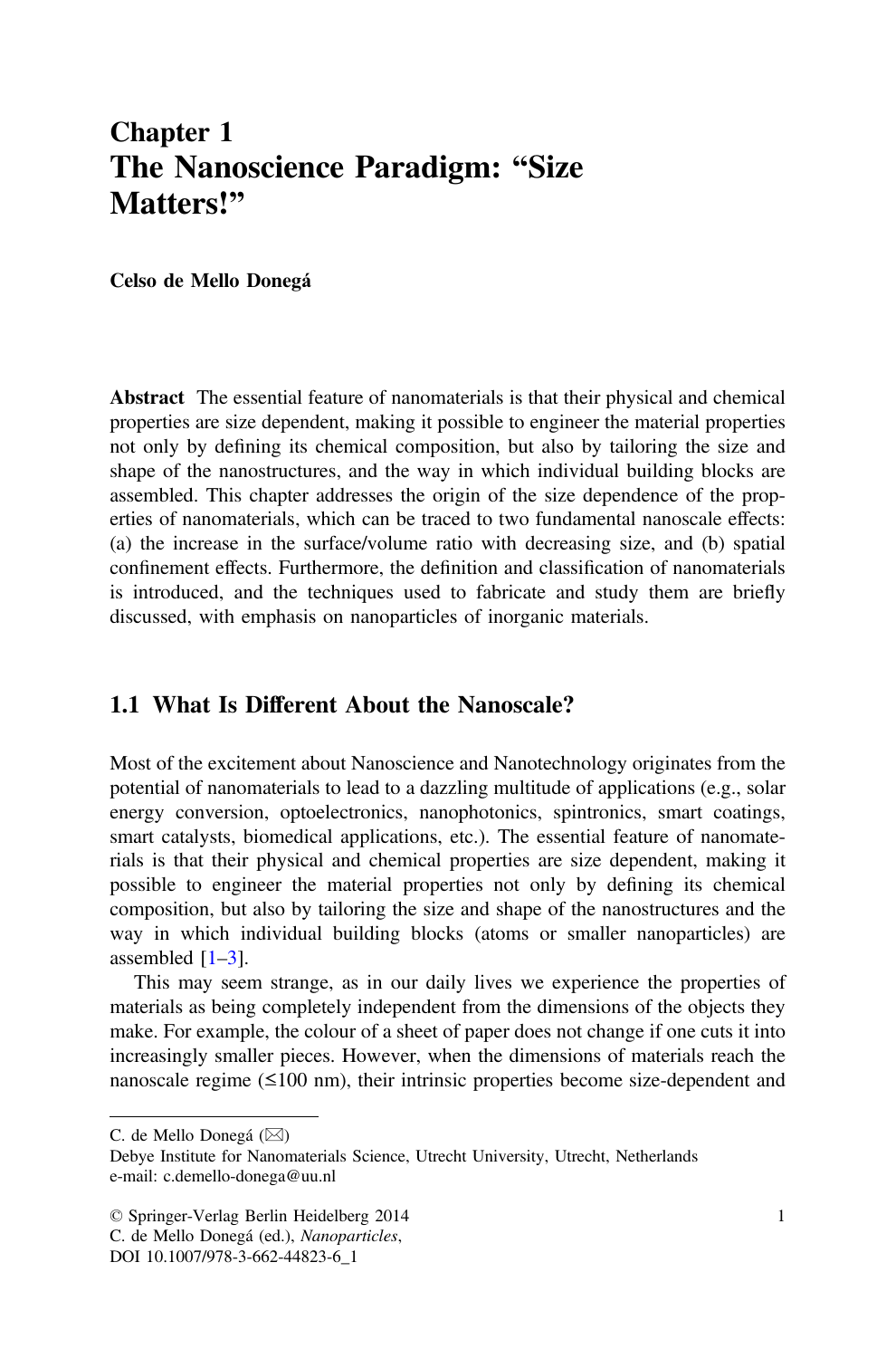# Chapter 1
# The Nanoscience Paradigm: "Size Matters!"

**Celso de Mello Donegá**

**Abstract** The essential feature of nanomaterials is that their physical and chemical properties are size dependent, making it possible to engineer the material properties not only by defining its chemical composition, but also by tailoring the size and shape of the nanostructures, and the way in which individual building blocks are assembled. This chapter addresses the origin of the size dependence of the properties of nanomaterials, which can be traced to two fundamental nanoscale effects: (a) the increase in the surface/volume ratio with decreasing size, and (b) spatial confinement effects. Furthermore, the definition and classification of nanomaterials is introduced, and the techniques used to fabricate and study them are briefly discussed, with emphasis on nanoparticles of inorganic materials.

## 1.1 What Is Different About the Nanoscale?

Most of the excitement about Nanoscience and Nanotechnology originates from the potential of nanomaterials to lead to a dazzling multitude of applications (e.g., solar energy conversion, optoelectronics, nanophotonics, spintronics, smart coatings, smart catalysts, biomedical applications, etc.). The essential feature of nanomaterials is that their physical and chemical properties are size dependent, making it possible to engineer the material properties not only by defining its chemical composition, but also by tailoring the size and shape of the nanostructures and the way in which individual building blocks (atoms or smaller nanoparticles) are assembled [1–3].

This may seem strange, as in our daily lives we experience the properties of materials as being completely independent from the dimensions of the objects they make. For example, the colour of a sheet of paper does not change if one cuts it into increasingly smaller pieces. However, when the dimensions of materials reach the nanoscale regime (≤100 nm), their intrinsic properties become size-dependent and

---

C. de Mello Donegá (✉)
Debye Institute for Nanomaterials Science, Utrecht University, Utrecht, Netherlands
e-mail: c.demello-donega@uu.nl

© Springer-Verlag Berlin Heidelberg 2014
C. de Mello Donegá (ed.), *Nanoparticles*,
DOI 10.1007/978-3-662-44823-6_1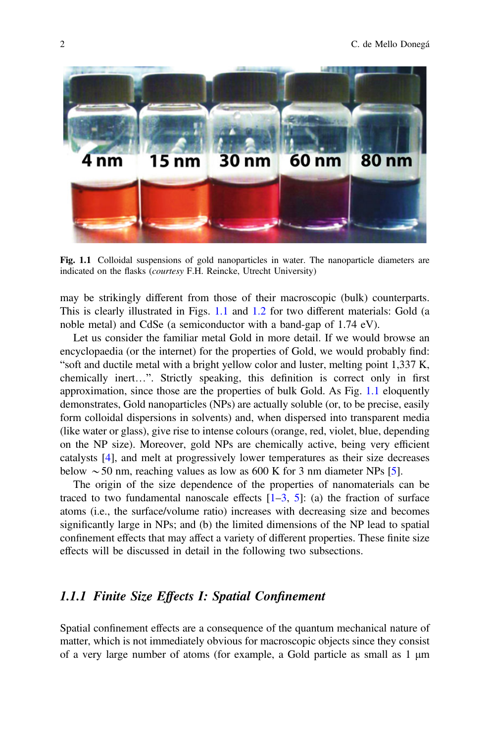**Fig. 1.1** Colloidal suspensions of gold nanoparticles in water. The nanoparticle diameters are indicated on the flasks (*courtesy* F.H. Reincke, Utrecht University)

may be strikingly different from those of their macroscopic (bulk) counterparts. This is clearly illustrated in Figs. 1.1 and 1.2 for two different materials: Gold (a noble metal) and CdSe (a semiconductor with a band-gap of 1.74 eV).

Let us consider the familiar metal Gold in more detail. If we would browse an encyclopaedia (or the internet) for the properties of Gold, we would probably find: "soft and ductile metal with a bright yellow color and luster, melting point 1,337 K, chemically inert…". Strictly speaking, this definition is correct only in first approximation, since those are the properties of bulk Gold. As Fig. 1.1 eloquently demonstrates, Gold nanoparticles (NPs) are actually soluble (or, to be precise, easily form colloidal dispersions in solvents) and, when dispersed into transparent media (like water or glass), give rise to intense colours (orange, red, violet, blue, depending on the NP size). Moreover, gold NPs are chemically active, being very efficient catalysts [4], and melt at progressively lower temperatures as their size decreases below $\sim$50 nm, reaching values as low as 600 K for 3 nm diameter NPs [5].

The origin of the size dependence of the properties of nanomaterials can be traced to two fundamental nanoscale effects [1–3, 5]: (a) the fraction of surface atoms (i.e., the surface/volume ratio) increases with decreasing size and becomes significantly large in NPs; and (b) the limited dimensions of the NP lead to spatial confinement effects that may affect a variety of different properties. These finite size effects will be discussed in detail in the following two subsections.

### *1.1.1 Finite Size Effects I: Spatial Confinement*

Spatial confinement effects are a consequence of the quantum mechanical nature of matter, which is not immediately obvious for macroscopic objects since they consist of a very large number of atoms (for example, a Gold particle as small as 1 μm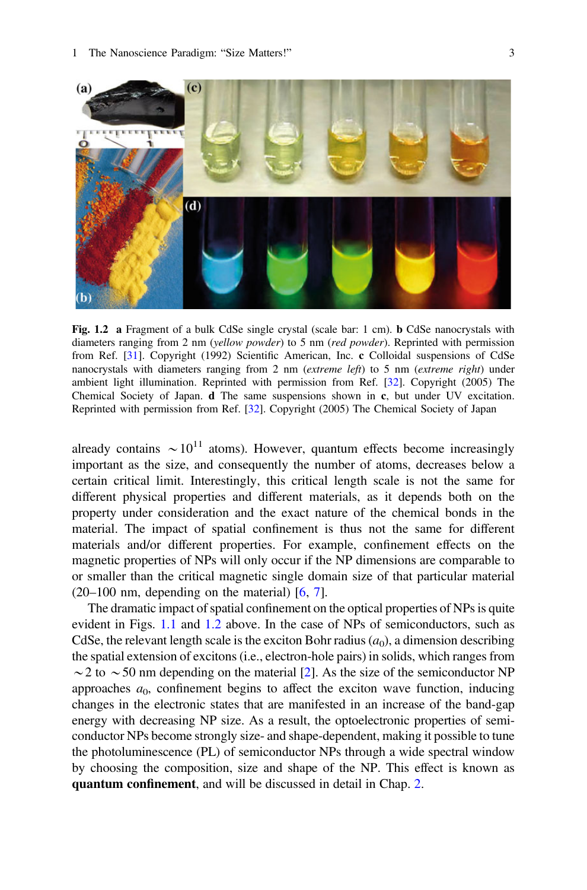**Fig. 1.2** **a** Fragment of a bulk CdSe single crystal (scale bar: 1 cm). **b** CdSe nanocrystals with diameters ranging from 2 nm (*yellow powder*) to 5 nm (*red powder*). Reprinted with permission from Ref. [31]. Copyright (1992) Scientific American, Inc. **c** Colloidal suspensions of CdSe nanocrystals with diameters ranging from 2 nm (*extreme left*) to 5 nm (*extreme right*) under ambient light illumination. Reprinted with permission from Ref. [32]. Copyright (2005) The Chemical Society of Japan. **d** The same suspensions shown in **c**, but under UV excitation. Reprinted with permission from Ref. [32]. Copyright (2005) The Chemical Society of Japan

already contains $\sim 10^{11}$ atoms). However, quantum effects become increasingly important as the size, and consequently the number of atoms, decreases below a certain critical limit. Interestingly, this critical length scale is not the same for different physical properties and different materials, as it depends both on the property under consideration and the exact nature of the chemical bonds in the material. The impact of spatial confinement is thus not the same for different materials and/or different properties. For example, confinement effects on the magnetic properties of NPs will only occur if the NP dimensions are comparable to or smaller than the critical magnetic single domain size of that particular material (20–100 nm, depending on the material) [6, 7].

The dramatic impact of spatial confinement on the optical properties of NPs is quite evident in Figs. 1.1 and 1.2 above. In the case of NPs of semiconductors, such as CdSe, the relevant length scale is the exciton Bohr radius ($a_0$), a dimension describing the spatial extension of excitons (i.e., electron-hole pairs) in solids, which ranges from $\sim$2 to $\sim$50 nm depending on the material [2]. As the size of the semiconductor NP approaches $a_0$, confinement begins to affect the exciton wave function, inducing changes in the electronic states that are manifested in an increase of the band-gap energy with decreasing NP size. As a result, the optoelectronic properties of semiconductor NPs become strongly size- and shape-dependent, making it possible to tune the photoluminescence (PL) of semiconductor NPs through a wide spectral window by choosing the composition, size and shape of the NP. This effect is known as **quantum confinement**, and will be discussed in detail in Chap. 2.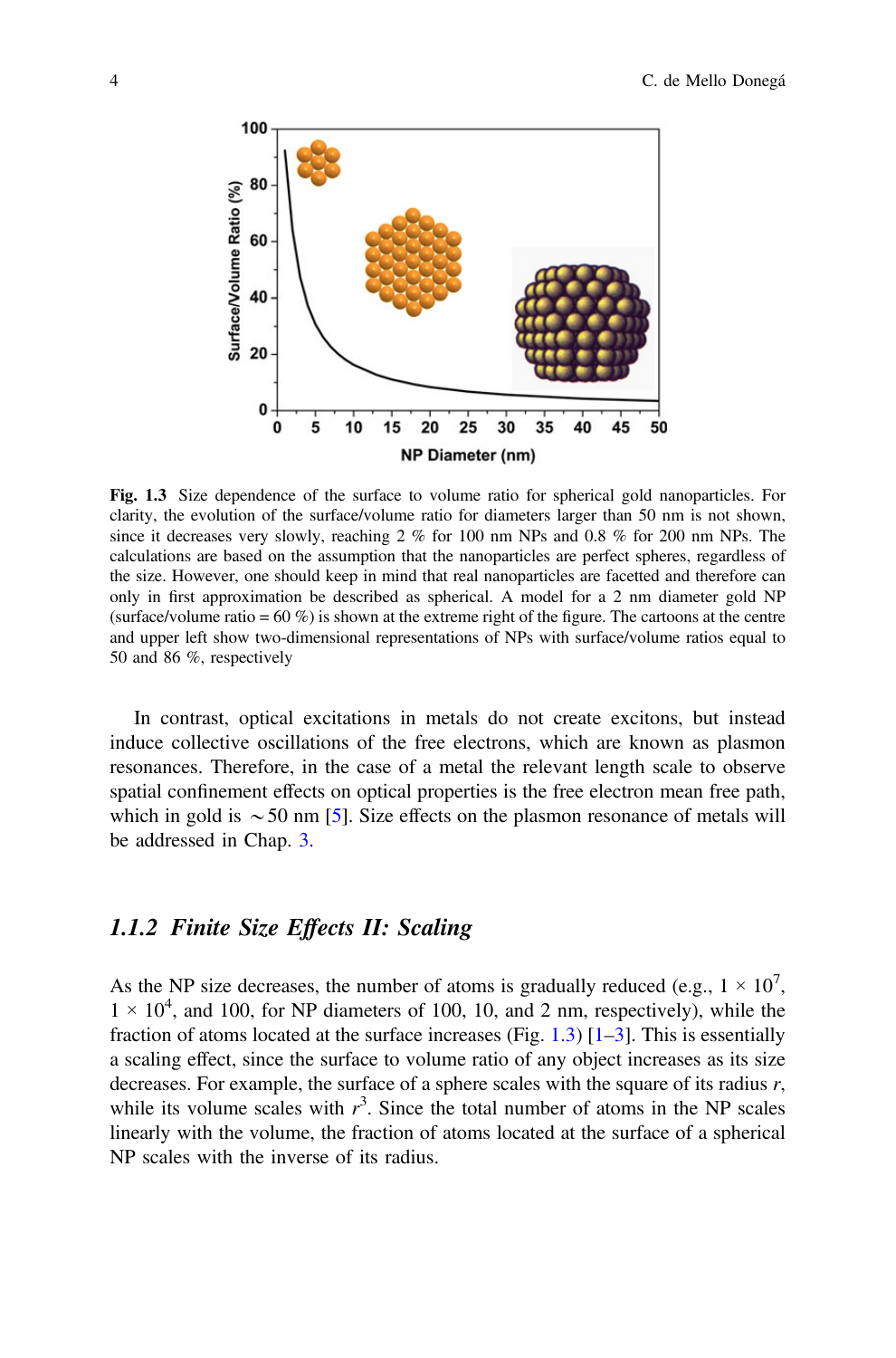**Fig. 1.3** Size dependence of the surface to volume ratio for spherical gold nanoparticles. For clarity, the evolution of the surface/volume ratio for diameters larger than 50 nm is not shown, since it decreases very slowly, reaching 2 % for 100 nm NPs and 0.8 % for 200 nm NPs. The calculations are based on the assumption that the nanoparticles are perfect spheres, regardless of the size. However, one should keep in mind that real nanoparticles are facetted and therefore can only in first approximation be described as spherical. A model for a 2 nm diameter gold NP (surface/volume ratio = 60 %) is shown at the extreme right of the figure. The cartoons at the centre and upper left show two-dimensional representations of NPs with surface/volume ratios equal to 50 and 86 %, respectively

In contrast, optical excitations in metals do not create excitons, but instead induce collective oscillations of the free electrons, which are known as plasmon resonances. Therefore, in the case of a metal the relevant length scale to observe spatial confinement effects on optical properties is the free electron mean free path, which in gold is ~50 nm [5]. Size effects on the plasmon resonance of metals will be addressed in Chap. 3.

### 1.1.2 Finite Size Effects II: Scaling

As the NP size decreases, the number of atoms is gradually reduced (e.g., $1 \times 10^7$, $1 \times 10^4$, and 100, for NP diameters of 100, 10, and 2 nm, respectively), while the fraction of atoms located at the surface increases (Fig. 1.3) [1–3]. This is essentially a scaling effect, since the surface to volume ratio of any object increases as its size decreases. For example, the surface of a sphere scales with the square of its radius $r$, while its volume scales with $r^3$. Since the total number of atoms in the NP scales linearly with the volume, the fraction of atoms located at the surface of a spherical NP scales with the inverse of its radius.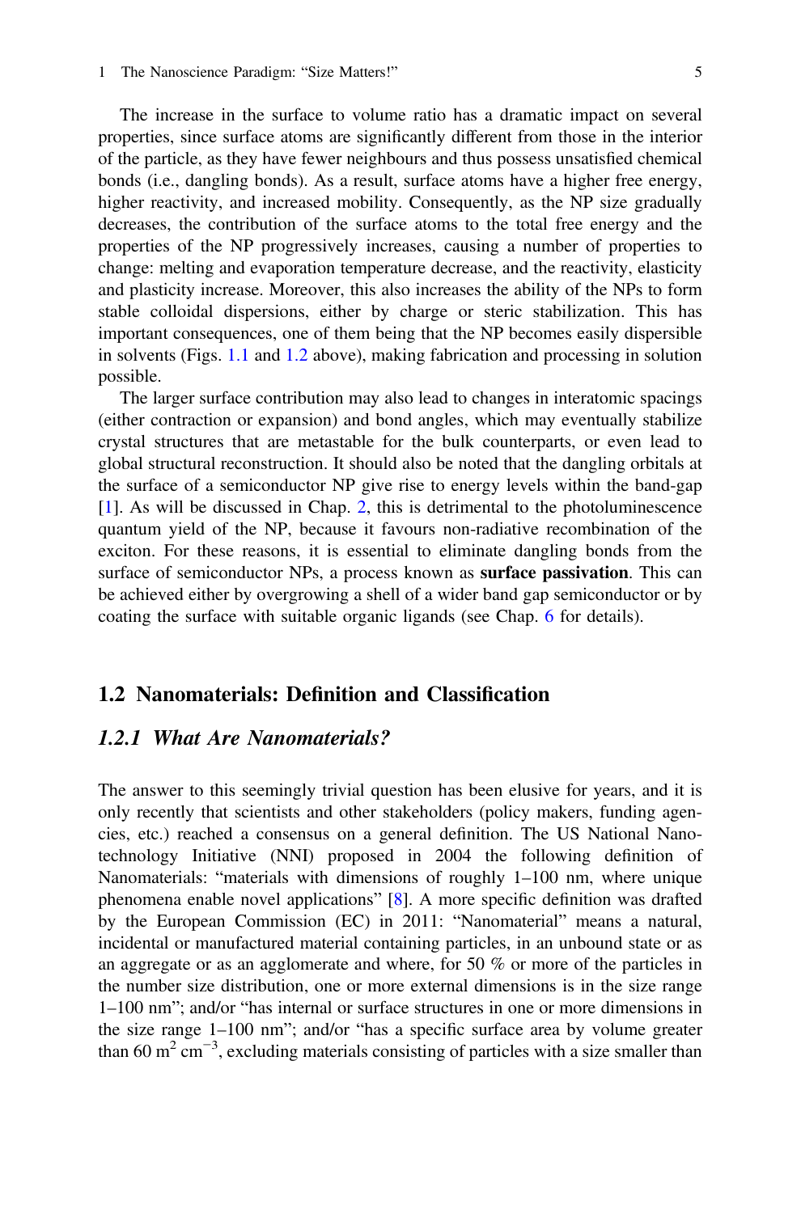The increase in the surface to volume ratio has a dramatic impact on several properties, since surface atoms are significantly different from those in the interior of the particle, as they have fewer neighbours and thus possess unsatisfied chemical bonds (i.e., dangling bonds). As a result, surface atoms have a higher free energy, higher reactivity, and increased mobility. Consequently, as the NP size gradually decreases, the contribution of the surface atoms to the total free energy and the properties of the NP progressively increases, causing a number of properties to change: melting and evaporation temperature decrease, and the reactivity, elasticity and plasticity increase. Moreover, this also increases the ability of the NPs to form stable colloidal dispersions, either by charge or steric stabilization. This has important consequences, one of them being that the NP becomes easily dispersible in solvents (Figs. 1.1 and 1.2 above), making fabrication and processing in solution possible.

The larger surface contribution may also lead to changes in interatomic spacings (either contraction or expansion) and bond angles, which may eventually stabilize crystal structures that are metastable for the bulk counterparts, or even lead to global structural reconstruction. It should also be noted that the dangling orbitals at the surface of a semiconductor NP give rise to energy levels within the band-gap [1]. As will be discussed in Chap. 2, this is detrimental to the photoluminescence quantum yield of the NP, because it favours non-radiative recombination of the exciton. For these reasons, it is essential to eliminate dangling bonds from the surface of semiconductor NPs, a process known as **surface passivation**. This can be achieved either by overgrowing a shell of a wider band gap semiconductor or by coating the surface with suitable organic ligands (see Chap. 6 for details).

## 1.2 Nanomaterials: Definition and Classification

### *1.2.1 What Are Nanomaterials?*

The answer to this seemingly trivial question has been elusive for years, and it is only recently that scientists and other stakeholders (policy makers, funding agencies, etc.) reached a consensus on a general definition. The US National Nanotechnology Initiative (NNI) proposed in 2004 the following definition of Nanomaterials: "materials with dimensions of roughly 1–100 nm, where unique phenomena enable novel applications" [8]. A more specific definition was drafted by the European Commission (EC) in 2011: "Nanomaterial" means a natural, incidental or manufactured material containing particles, in an unbound state or as an aggregate or as an agglomerate and where, for 50 % or more of the particles in the number size distribution, one or more external dimensions is in the size range 1–100 nm"; and/or "has internal or surface structures in one or more dimensions in the size range 1–100 nm"; and/or "has a specific surface area by volume greater than 60 $m^2$ $cm^{-3}$, excluding materials consisting of particles with a size smaller than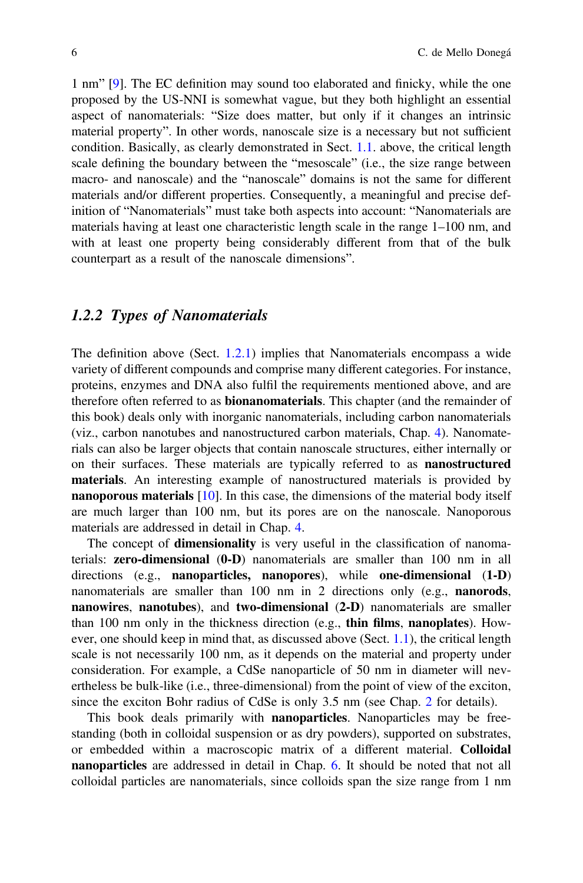1 nm" [9]. The EC definition may sound too elaborated and finicky, while the one proposed by the US-NNI is somewhat vague, but they both highlight an essential aspect of nanomaterials: "Size does matter, but only if it changes an intrinsic material property". In other words, nanoscale size is a necessary but not sufficient condition. Basically, as clearly demonstrated in Sect. 1.1. above, the critical length scale defining the boundary between the "mesoscale" (i.e., the size range between macro- and nanoscale) and the "nanoscale" domains is not the same for different materials and/or different properties. Consequently, a meaningful and precise definition of "Nanomaterials" must take both aspects into account: "Nanomaterials are materials having at least one characteristic length scale in the range 1–100 nm, and with at least one property being considerably different from that of the bulk counterpart as a result of the nanoscale dimensions".

### *1.2.2 Types of Nanomaterials*

The definition above (Sect. 1.2.1) implies that Nanomaterials encompass a wide variety of different compounds and comprise many different categories. For instance, proteins, enzymes and DNA also fulfil the requirements mentioned above, and are therefore often referred to as **bionanomaterials**. This chapter (and the remainder of this book) deals only with inorganic nanomaterials, including carbon nanomaterials (viz., carbon nanotubes and nanostructured carbon materials, Chap. 4). Nanomaterials can also be larger objects that contain nanoscale structures, either internally or on their surfaces. These materials are typically referred to as **nanostructured materials**. An interesting example of nanostructured materials is provided by **nanoporous materials** [10]. In this case, the dimensions of the material body itself are much larger than 100 nm, but its pores are on the nanoscale. Nanoporous materials are addressed in detail in Chap. 4.

The concept of **dimensionality** is very useful in the classification of nanomaterials: **zero-dimensional** (**0-D**) nanomaterials are smaller than 100 nm in all directions (e.g., **nanoparticles, nanopores**), while **one-dimensional** (**1-D**) nanomaterials are smaller than 100 nm in 2 directions only (e.g., **nanorods**, **nanowires**, **nanotubes**), and **two-dimensional** (**2-D**) nanomaterials are smaller than 100 nm only in the thickness direction (e.g., **thin films**, **nanoplates**). However, one should keep in mind that, as discussed above (Sect. 1.1), the critical length scale is not necessarily 100 nm, as it depends on the material and property under consideration. For example, a CdSe nanoparticle of 50 nm in diameter will nevertheless be bulk-like (i.e., three-dimensional) from the point of view of the exciton, since the exciton Bohr radius of CdSe is only 3.5 nm (see Chap. 2 for details).

This book deals primarily with **nanoparticles**. Nanoparticles may be free-standing (both in colloidal suspension or as dry powders), supported on substrates, or embedded within a macroscopic matrix of a different material. **Colloidal nanoparticles** are addressed in detail in Chap. 6. It should be noted that not all colloidal particles are nanomaterials, since colloids span the size range from 1 nm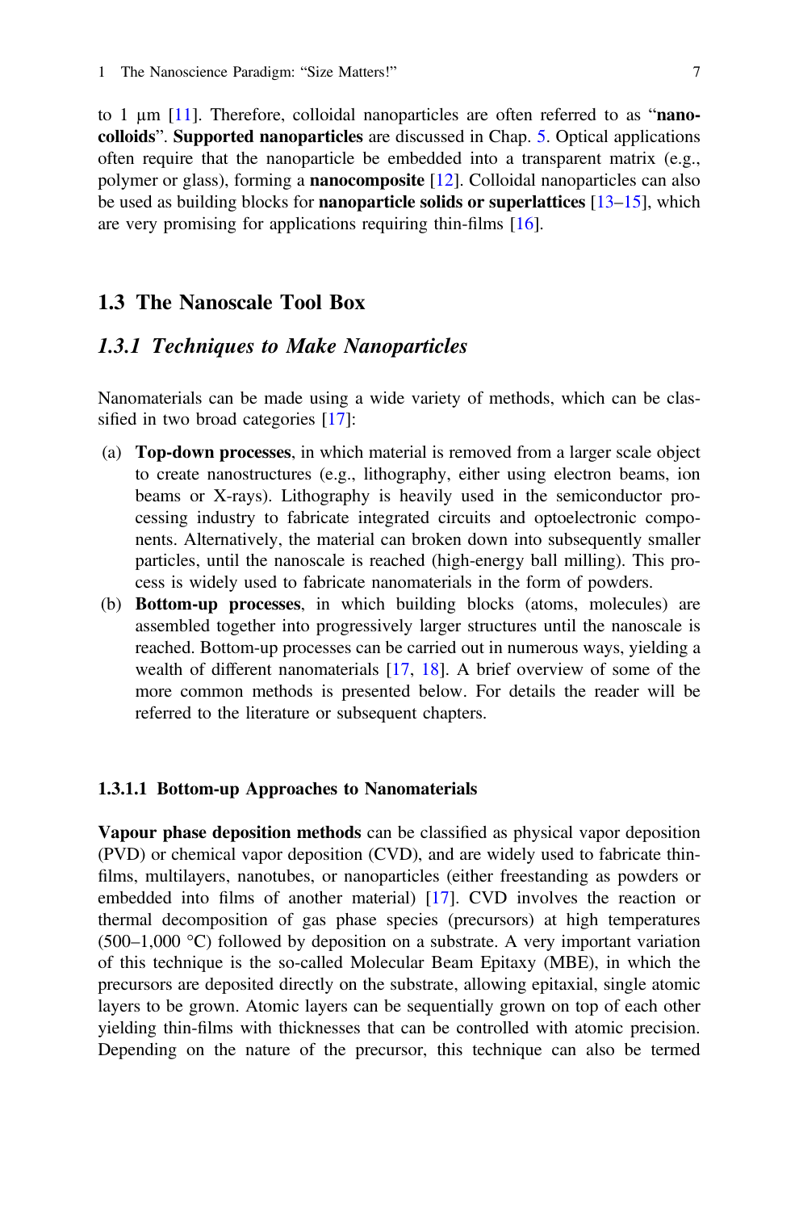to 1 μm [11]. Therefore, colloidal nanoparticles are often referred to as "**nano-colloids**". **Supported nanoparticles** are discussed in Chap. 5. Optical applications often require that the nanoparticle be embedded into a transparent matrix (e.g., polymer or glass), forming a **nanocomposite** [12]. Colloidal nanoparticles can also be used as building blocks for **nanoparticle solids or superlattices** [13–15], which are very promising for applications requiring thin-films [16].

## 1.3 The Nanoscale Tool Box

### *1.3.1 Techniques to Make Nanoparticles*

Nanomaterials can be made using a wide variety of methods, which can be classified in two broad categories [17]:

(a) **Top-down processes**, in which material is removed from a larger scale object to create nanostructures (e.g., lithography, either using electron beams, ion beams or X-rays). Lithography is heavily used in the semiconductor processing industry to fabricate integrated circuits and optoelectronic components. Alternatively, the material can broken down into subsequently smaller particles, until the nanoscale is reached (high-energy ball milling). This process is widely used to fabricate nanomaterials in the form of powders.

(b) **Bottom-up processes**, in which building blocks (atoms, molecules) are assembled together into progressively larger structures until the nanoscale is reached. Bottom-up processes can be carried out in numerous ways, yielding a wealth of different nanomaterials [17, 18]. A brief overview of some of the more common methods is presented below. For details the reader will be referred to the literature or subsequent chapters.

#### 1.3.1.1 Bottom-up Approaches to Nanomaterials

**Vapour phase deposition methods** can be classified as physical vapor deposition (PVD) or chemical vapor deposition (CVD), and are widely used to fabricate thin-films, multilayers, nanotubes, or nanoparticles (either freestanding as powders or embedded into films of another material) [17]. CVD involves the reaction or thermal decomposition of gas phase species (precursors) at high temperatures (500–1,000 °C) followed by deposition on a substrate. A very important variation of this technique is the so-called Molecular Beam Epitaxy (MBE), in which the precursors are deposited directly on the substrate, allowing epitaxial, single atomic layers to be grown. Atomic layers can be sequentially grown on top of each other yielding thin-films with thicknesses that can be controlled with atomic precision. Depending on the nature of the precursor, this technique can also be termed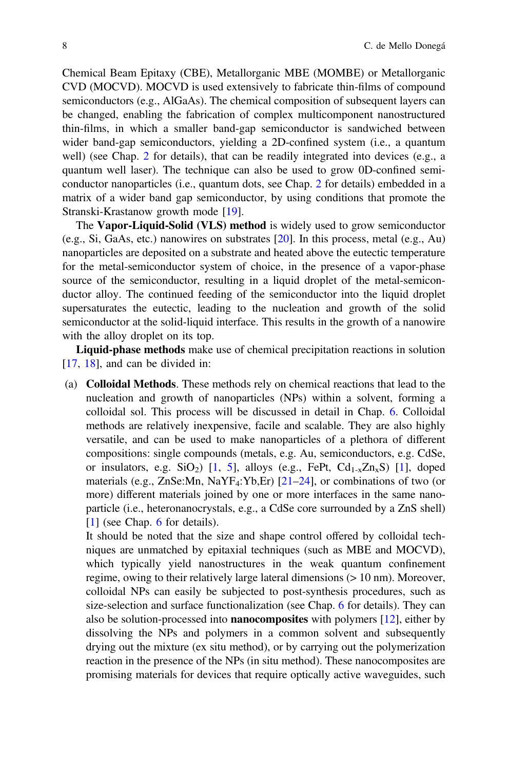Chemical Beam Epitaxy (CBE), Metallorganic MBE (MOMBE) or Metallorganic CVD (MOCVD). MOCVD is used extensively to fabricate thin-films of compound semiconductors (e.g., AlGaAs). The chemical composition of subsequent layers can be changed, enabling the fabrication of complex multicomponent nanostructured thin-films, in which a smaller band-gap semiconductor is sandwiched between wider band-gap semiconductors, yielding a 2D-confined system (i.e., a quantum well) (see Chap. 2 for details), that can be readily integrated into devices (e.g., a quantum well laser). The technique can also be used to grow 0D-confined semiconductor nanoparticles (i.e., quantum dots, see Chap. 2 for details) embedded in a matrix of a wider band gap semiconductor, by using conditions that promote the Stranski-Krastanow growth mode [19].

The **Vapor-Liquid-Solid (VLS) method** is widely used to grow semiconductor (e.g., Si, GaAs, etc.) nanowires on substrates [20]. In this process, metal (e.g., Au) nanoparticles are deposited on a substrate and heated above the eutectic temperature for the metal-semiconductor system of choice, in the presence of a vapor-phase source of the semiconductor, resulting in a liquid droplet of the metal-semiconductor alloy. The continued feeding of the semiconductor into the liquid droplet supersaturates the eutectic, leading to the nucleation and growth of the solid semiconductor at the solid-liquid interface. This results in the growth of a nanowire with the alloy droplet on its top.

**Liquid-phase methods** make use of chemical precipitation reactions in solution [17, 18], and can be divided in:

(a) **Colloidal Methods**. These methods rely on chemical reactions that lead to the nucleation and growth of nanoparticles (NPs) within a solvent, forming a colloidal sol. This process will be discussed in detail in Chap. 6. Colloidal methods are relatively inexpensive, facile and scalable. They are also highly versatile, and can be used to make nanoparticles of a plethora of different compositions: single compounds (metals, e.g. Au, semiconductors, e.g. CdSe, or insulators, e.g. $SiO_2$) [1, 5], alloys (e.g., FePt, $Cd_{1-x}Zn_xS$) [1], doped materials (e.g., ZnSe:Mn, $NaYF_4$:Yb,Er) [21–24], or combinations of two (or more) different materials joined by one or more interfaces in the same nanoparticle (i.e., heteronanocrystals, e.g., a CdSe core surrounded by a ZnS shell) [1] (see Chap. 6 for details).

It should be noted that the size and shape control offered by colloidal techniques are unmatched by epitaxial techniques (such as MBE and MOCVD), which typically yield nanostructures in the weak quantum confinement regime, owing to their relatively large lateral dimensions (> 10 nm). Moreover, colloidal NPs can easily be subjected to post-synthesis procedures, such as size-selection and surface functionalization (see Chap. 6 for details). They can also be solution-processed into **nanocomposites** with polymers [12], either by dissolving the NPs and polymers in a common solvent and subsequently drying out the mixture (ex situ method), or by carrying out the polymerization reaction in the presence of the NPs (in situ method). These nanocomposites are promising materials for devices that require optically active waveguides, such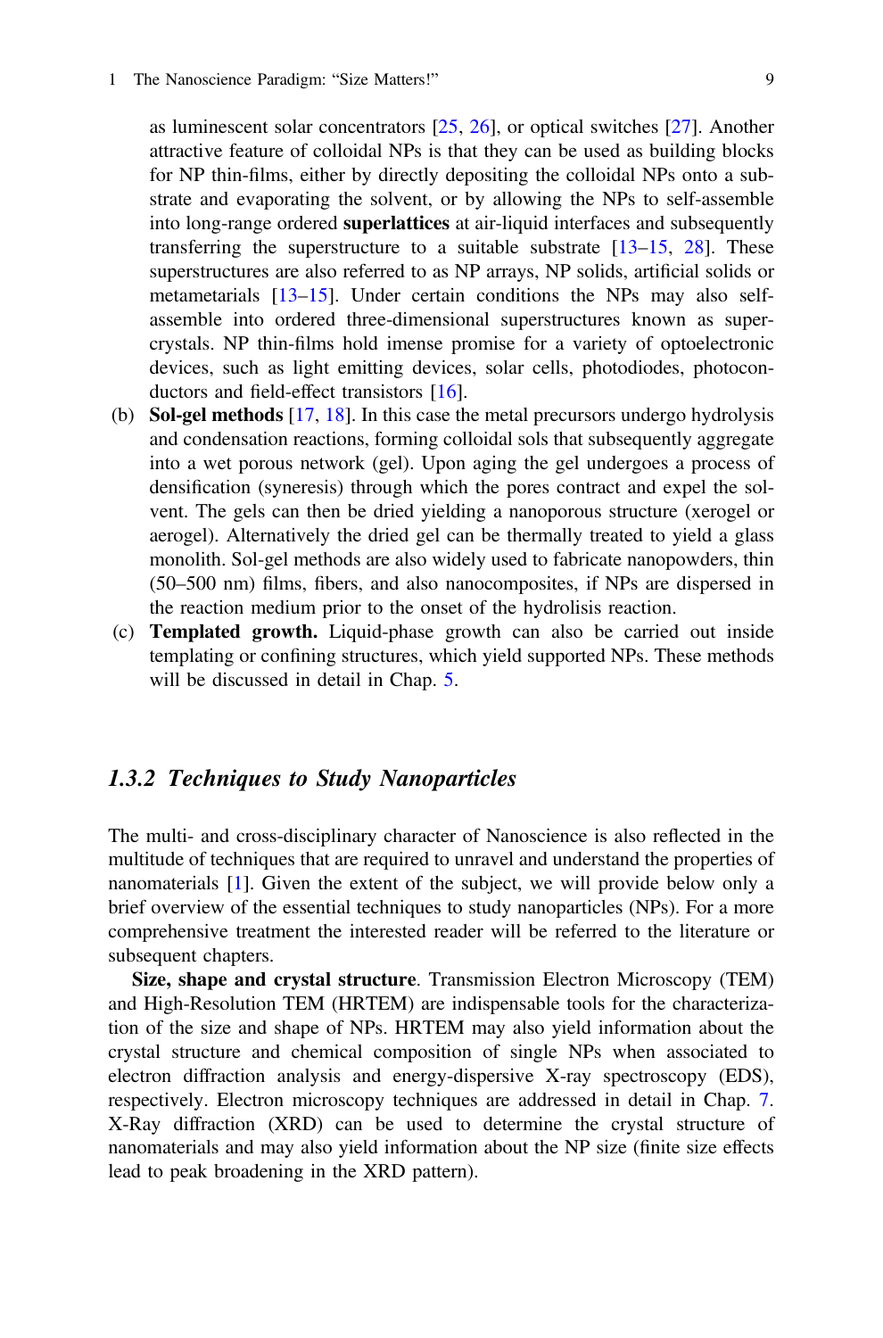as luminescent solar concentrators [25, 26], or optical switches [27]. Another attractive feature of colloidal NPs is that they can be used as building blocks for NP thin-films, either by directly depositing the colloidal NPs onto a substrate and evaporating the solvent, or by allowing the NPs to self-assemble into long-range ordered **superlattices** at air-liquid interfaces and subsequently transferring the superstructure to a suitable substrate [13–15, 28]. These superstructures are also referred to as NP arrays, NP solids, artificial solids or metametarials [13–15]. Under certain conditions the NPs may also self-assemble into ordered three-dimensional superstructures known as supercrystals. NP thin-films hold imense promise for a variety of optoelectronic devices, such as light emitting devices, solar cells, photodiodes, photoconductors and field-effect transistors [16].

(b) **Sol-gel methods** [17, 18]. In this case the metal precursors undergo hydrolysis and condensation reactions, forming colloidal sols that subsequently aggregate into a wet porous network (gel). Upon aging the gel undergoes a process of densification (syneresis) through which the pores contract and expel the solvent. The gels can then be dried yielding a nanoporous structure (xerogel or aerogel). Alternatively the dried gel can be thermally treated to yield a glass monolith. Sol-gel methods are also widely used to fabricate nanopowders, thin (50–500 nm) films, fibers, and also nanocomposites, if NPs are dispersed in the reaction medium prior to the onset of the hydrolisis reaction.

(c) **Templated growth.** Liquid-phase growth can also be carried out inside templating or confining structures, which yield supported NPs. These methods will be discussed in detail in Chap. 5.

### *1.3.2 Techniques to Study Nanoparticles*

The multi- and cross-disciplinary character of Nanoscience is also reflected in the multitude of techniques that are required to unravel and understand the properties of nanomaterials [1]. Given the extent of the subject, we will provide below only a brief overview of the essential techniques to study nanoparticles (NPs). For a more comprehensive treatment the interested reader will be referred to the literature or subsequent chapters.

**Size, shape and crystal structure**. Transmission Electron Microscopy (TEM) and High-Resolution TEM (HRTEM) are indispensable tools for the characterization of the size and shape of NPs. HRTEM may also yield information about the crystal structure and chemical composition of single NPs when associated to electron diffraction analysis and energy-dispersive X-ray spectroscopy (EDS), respectively. Electron microscopy techniques are addressed in detail in Chap. 7. X-Ray diffraction (XRD) can be used to determine the crystal structure of nanomaterials and may also yield information about the NP size (finite size effects lead to peak broadening in the XRD pattern).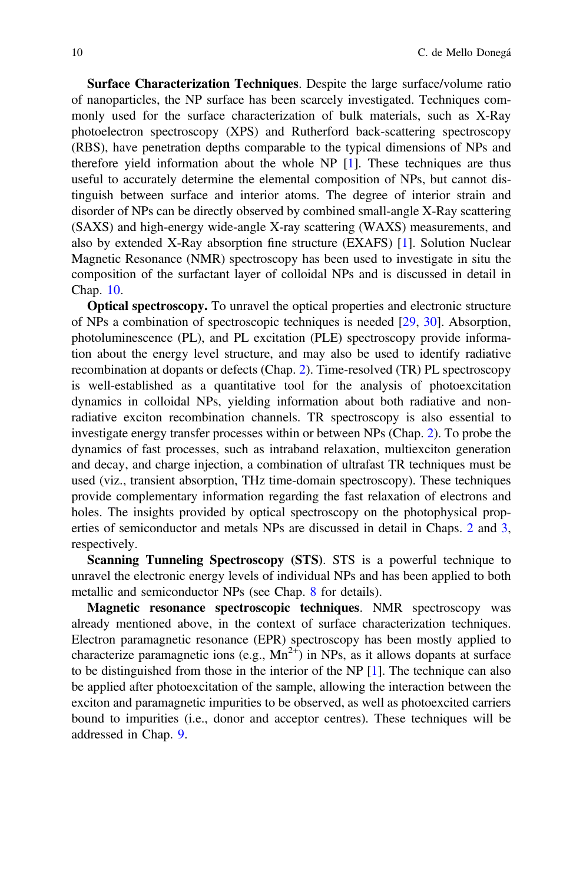**Surface Characterization Techniques**. Despite the large surface/volume ratio of nanoparticles, the NP surface has been scarcely investigated. Techniques commonly used for the surface characterization of bulk materials, such as X-Ray photoelectron spectroscopy (XPS) and Rutherford back-scattering spectroscopy (RBS), have penetration depths comparable to the typical dimensions of NPs and therefore yield information about the whole NP [1]. These techniques are thus useful to accurately determine the elemental composition of NPs, but cannot distinguish between surface and interior atoms. The degree of interior strain and disorder of NPs can be directly observed by combined small-angle X-Ray scattering (SAXS) and high-energy wide-angle X-ray scattering (WAXS) measurements, and also by extended X-Ray absorption fine structure (EXAFS) [1]. Solution Nuclear Magnetic Resonance (NMR) spectroscopy has been used to investigate in situ the composition of the surfactant layer of colloidal NPs and is discussed in detail in Chap. 10.

**Optical spectroscopy.** To unravel the optical properties and electronic structure of NPs a combination of spectroscopic techniques is needed [29, 30]. Absorption, photoluminescence (PL), and PL excitation (PLE) spectroscopy provide information about the energy level structure, and may also be used to identify radiative recombination at dopants or defects (Chap. 2). Time-resolved (TR) PL spectroscopy is well-established as a quantitative tool for the analysis of photoexcitation dynamics in colloidal NPs, yielding information about both radiative and non-radiative exciton recombination channels. TR spectroscopy is also essential to investigate energy transfer processes within or between NPs (Chap. 2). To probe the dynamics of fast processes, such as intraband relaxation, multiexciton generation and decay, and charge injection, a combination of ultrafast TR techniques must be used (viz., transient absorption, THz time-domain spectroscopy). These techniques provide complementary information regarding the fast relaxation of electrons and holes. The insights provided by optical spectroscopy on the photophysical properties of semiconductor and metals NPs are discussed in detail in Chaps. 2 and 3, respectively.

**Scanning Tunneling Spectroscopy (STS)**. STS is a powerful technique to unravel the electronic energy levels of individual NPs and has been applied to both metallic and semiconductor NPs (see Chap. 8 for details).

**Magnetic resonance spectroscopic techniques**. NMR spectroscopy was already mentioned above, in the context of surface characterization techniques. Electron paramagnetic resonance (EPR) spectroscopy has been mostly applied to characterize paramagnetic ions (e.g., $Mn^{2+}$) in NPs, as it allows dopants at surface to be distinguished from those in the interior of the NP [1]. The technique can also be applied after photoexcitation of the sample, allowing the interaction between the exciton and paramagnetic impurities to be observed, as well as photoexcited carriers bound to impurities (i.e., donor and acceptor centres). These techniques will be addressed in Chap. 9.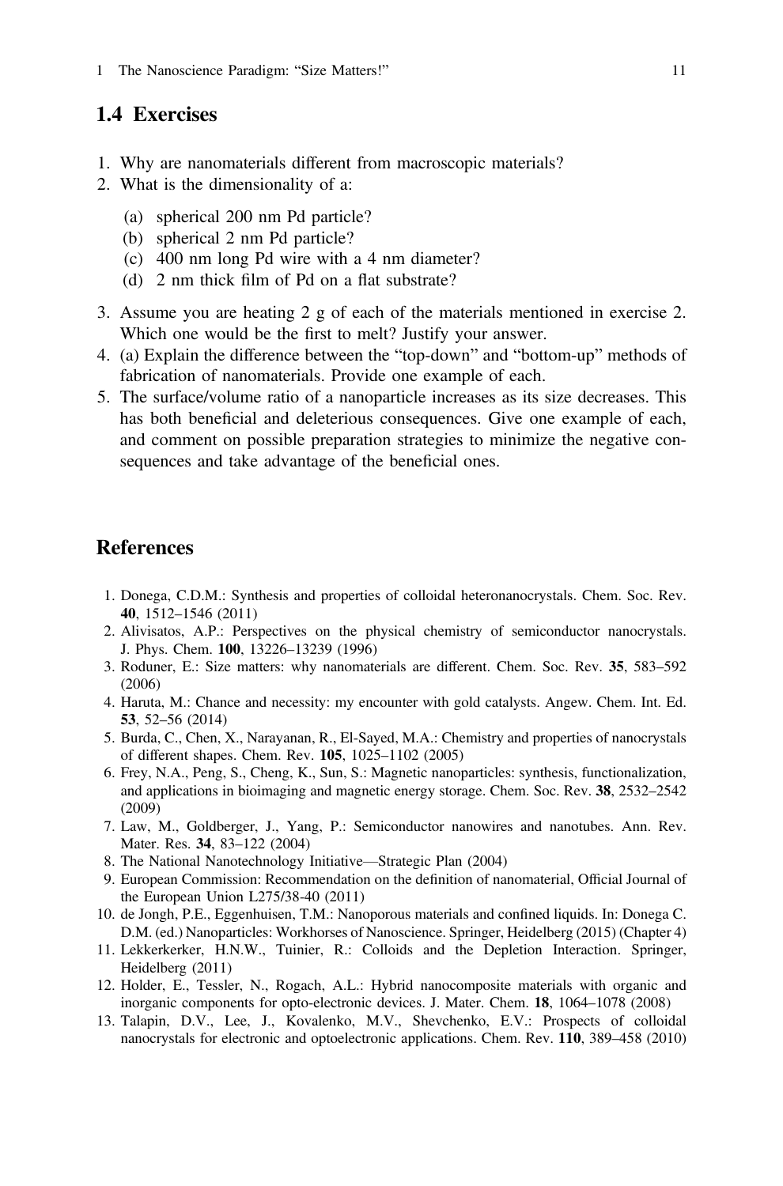## 1.4 Exercises

1. Why are nanomaterials different from macroscopic materials?
2. What is the dimensionality of a:
   (a) spherical 200 nm Pd particle?
   (b) spherical 2 nm Pd particle?
   (c) 400 nm long Pd wire with a 4 nm diameter?
   (d) 2 nm thick film of Pd on a flat substrate?
3. Assume you are heating 2 g of each of the materials mentioned in exercise 2. Which one would be the first to melt? Justify your answer.
4. (a) Explain the difference between the "top-down" and "bottom-up" methods of fabrication of nanomaterials. Provide one example of each.
5. The surface/volume ratio of a nanoparticle increases as its size decreases. This has both beneficial and deleterious consequences. Give one example of each, and comment on possible preparation strategies to minimize the negative consequences and take advantage of the beneficial ones.

## References

1. Donega, C.D.M.: Synthesis and properties of colloidal heteronanocrystals. Chem. Soc. Rev. **40**, 1512–1546 (2011)
2. Alivisatos, A.P.: Perspectives on the physical chemistry of semiconductor nanocrystals. J. Phys. Chem. **100**, 13226–13239 (1996)
3. Roduner, E.: Size matters: why nanomaterials are different. Chem. Soc. Rev. **35**, 583–592 (2006)
4. Haruta, M.: Chance and necessity: my encounter with gold catalysts. Angew. Chem. Int. Ed. **53**, 52–56 (2014)
5. Burda, C., Chen, X., Narayanan, R., El-Sayed, M.A.: Chemistry and properties of nanocrystals of different shapes. Chem. Rev. **105**, 1025–1102 (2005)
6. Frey, N.A., Peng, S., Cheng, K., Sun, S.: Magnetic nanoparticles: synthesis, functionalization, and applications in bioimaging and magnetic energy storage. Chem. Soc. Rev. **38**, 2532–2542 (2009)
7. Law, M., Goldberger, J., Yang, P.: Semiconductor nanowires and nanotubes. Ann. Rev. Mater. Res. **34**, 83–122 (2004)
8. The National Nanotechnology Initiative—Strategic Plan (2004)
9. European Commission: Recommendation on the definition of nanomaterial, Official Journal of the European Union L275/38-40 (2011)
10. de Jongh, P.E., Eggenhuisen, T.M.: Nanoporous materials and confined liquids. In: Donega C. D.M. (ed.) Nanoparticles: Workhorses of Nanoscience. Springer, Heidelberg (2015) (Chapter 4)
11. Lekkerkerker, H.N.W., Tuinier, R.: Colloids and the Depletion Interaction. Springer, Heidelberg (2011)
12. Holder, E., Tessler, N., Rogach, A.L.: Hybrid nanocomposite materials with organic and inorganic components for opto-electronic devices. J. Mater. Chem. **18**, 1064–1078 (2008)
13. Talapin, D.V., Lee, J., Kovalenko, M.V., Shevchenko, E.V.: Prospects of colloidal nanocrystals for electronic and optoelectronic applications. Chem. Rev. **110**, 389–458 (2010)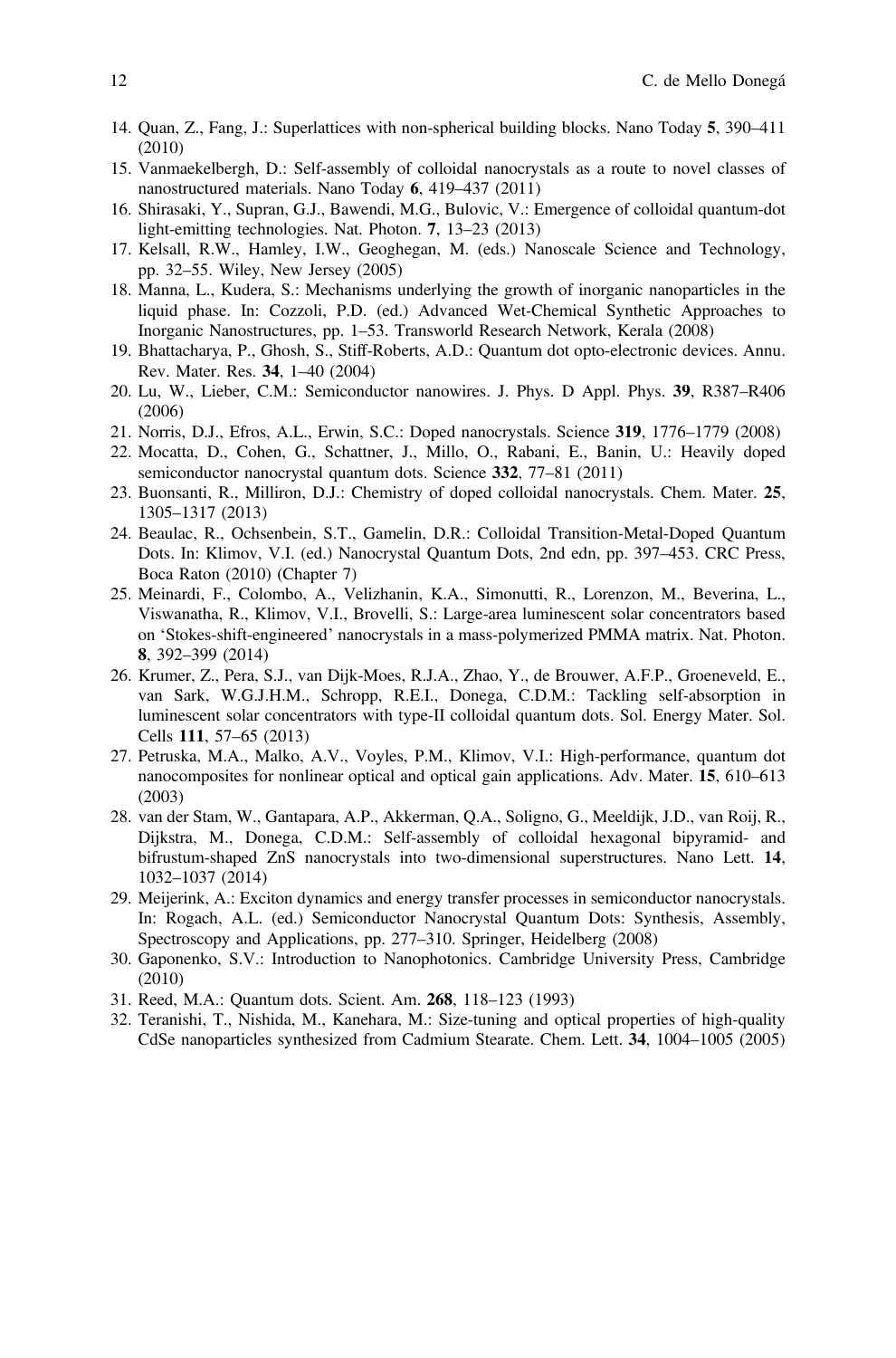14. Quan, Z., Fang, J.: Superlattices with non-spherical building blocks. Nano Today **5**, 390–411 (2010)
15. Vanmaekelbergh, D.: Self-assembly of colloidal nanocrystals as a route to novel classes of nanostructured materials. Nano Today **6**, 419–437 (2011)
16. Shirasaki, Y., Supran, G.J., Bawendi, M.G., Bulovic, V.: Emergence of colloidal quantum-dot light-emitting technologies. Nat. Photon. **7**, 13–23 (2013)
17. Kelsall, R.W., Hamley, I.W., Geoghegan, M. (eds.) Nanoscale Science and Technology, pp. 32–55. Wiley, New Jersey (2005)
18. Manna, L., Kudera, S.: Mechanisms underlying the growth of inorganic nanoparticles in the liquid phase. In: Cozzoli, P.D. (ed.) Advanced Wet-Chemical Synthetic Approaches to Inorganic Nanostructures, pp. 1–53. Transworld Research Network, Kerala (2008)
19. Bhattacharya, P., Ghosh, S., Stiff-Roberts, A.D.: Quantum dot opto-electronic devices. Annu. Rev. Mater. Res. **34**, 1–40 (2004)
20. Lu, W., Lieber, C.M.: Semiconductor nanowires. J. Phys. D Appl. Phys. **39**, R387–R406 (2006)
21. Norris, D.J., Efros, A.L., Erwin, S.C.: Doped nanocrystals. Science **319**, 1776–1779 (2008)
22. Mocatta, D., Cohen, G., Schattner, J., Millo, O., Rabani, E., Banin, U.: Heavily doped semiconductor nanocrystal quantum dots. Science **332**, 77–81 (2011)
23. Buonsanti, R., Milliron, D.J.: Chemistry of doped colloidal nanocrystals. Chem. Mater. **25**, 1305–1317 (2013)
24. Beaulac, R., Ochsenbein, S.T., Gamelin, D.R.: Colloidal Transition-Metal-Doped Quantum Dots. In: Klimov, V.I. (ed.) Nanocrystal Quantum Dots, 2nd edn, pp. 397–453. CRC Press, Boca Raton (2010) (Chapter 7)
25. Meinardi, F., Colombo, A., Velizhanin, K.A., Simonutti, R., Lorenzon, M., Beverina, L., Viswanatha, R., Klimov, V.I., Brovelli, S.: Large-area luminescent solar concentrators based on 'Stokes-shift-engineered' nanocrystals in a mass-polymerized PMMA matrix. Nat. Photon. **8**, 392–399 (2014)
26. Krumer, Z., Pera, S.J., van Dijk-Moes, R.J.A., Zhao, Y., de Brouwer, A.F.P., Groeneveld, E., van Sark, W.G.J.H.M., Schropp, R.E.I., Donega, C.D.M.: Tackling self-absorption in luminescent solar concentrators with type-II colloidal quantum dots. Sol. Energy Mater. Sol. Cells **111**, 57–65 (2013)
27. Petruska, M.A., Malko, A.V., Voyles, P.M., Klimov, V.I.: High-performance, quantum dot nanocomposites for nonlinear optical and optical gain applications. Adv. Mater. **15**, 610–613 (2003)
28. van der Stam, W., Gantapara, A.P., Akkerman, Q.A., Soligno, G., Meeldijk, J.D., van Roij, R., Dijkstra, M., Donega, C.D.M.: Self-assembly of colloidal hexagonal bipyramid- and bifrustum-shaped ZnS nanocrystals into two-dimensional superstructures. Nano Lett. **14**, 1032–1037 (2014)
29. Meijerink, A.: Exciton dynamics and energy transfer processes in semiconductor nanocrystals. In: Rogach, A.L. (ed.) Semiconductor Nanocrystal Quantum Dots: Synthesis, Assembly, Spectroscopy and Applications, pp. 277–310. Springer, Heidelberg (2008)
30. Gaponenko, S.V.: Introduction to Nanophotonics. Cambridge University Press, Cambridge (2010)
31. Reed, M.A.: Quantum dots. Scient. Am. **268**, 118–123 (1993)
32. Teranishi, T., Nishida, M., Kanehara, M.: Size-tuning and optical properties of high-quality CdSe nanoparticles synthesized from Cadmium Stearate. Chem. Lett. **34**, 1004–1005 (2005)